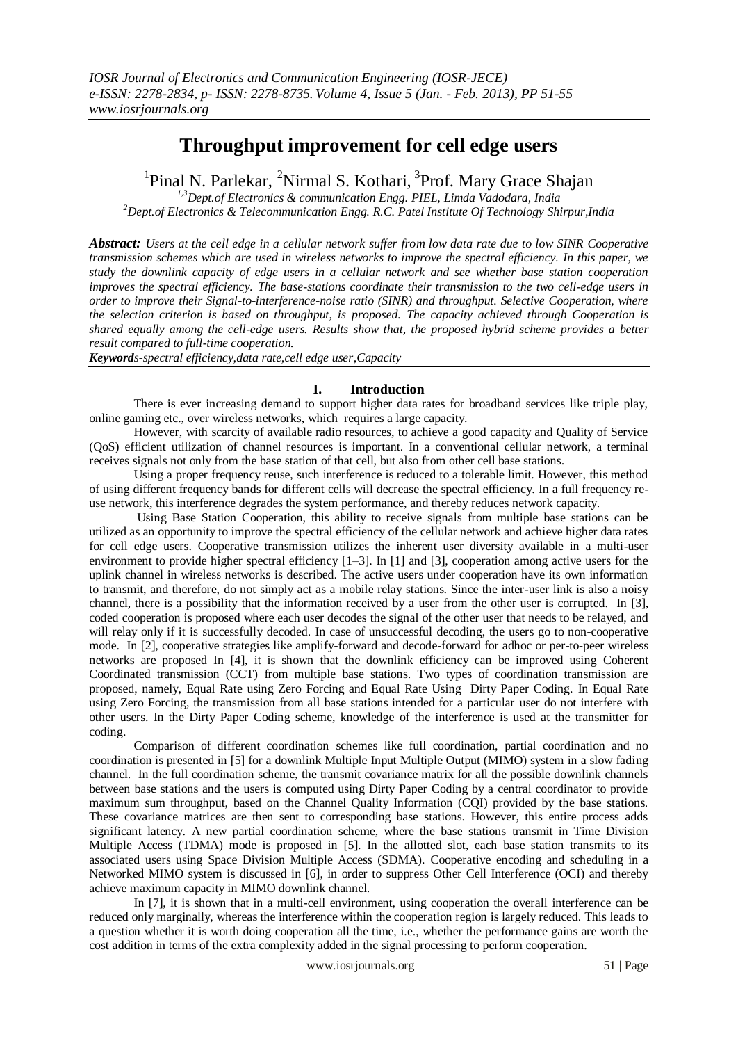# Throughput improvement for cell edge users

[1]Pinal N. Parlekar, [2]Nirmal S. Kothari, [3]Prof. Mary Grace Shajan

*[1,3]Dept.of Electronics & communication Engg. PIEL, Limda Vadodara, India*
*[2]Dept.of Electronics & Telecommunication Engg. R.C. Patel Institute Of Technology Shirpur,India*

***Abstract:*** *Users at the cell edge in a cellular network suffer from low data rate due to low SINR Cooperative transmission schemes which are used in wireless networks to improve the spectral efficiency. In this paper, we study the downlink capacity of edge users in a cellular network and see whether base station cooperation improves the spectral efficiency. The base-stations coordinate their transmission to the two cell-edge users in order to improve their Signal-to-interference-noise ratio (SINR) and throughput. Selective Cooperation, where the selection criterion is based on throughput, is proposed. The capacity achieved through Cooperation is shared equally among the cell-edge users. Results show that, the proposed hybrid scheme provides a better result compared to full-time cooperation.*

***Keywords****-spectral efficiency,data rate,cell edge user,Capacity*

## I. Introduction

There is ever increasing demand to support higher data rates for broadband services like triple play, online gaming etc., over wireless networks, which requires a large capacity.

However, with scarcity of available radio resources, to achieve a good capacity and Quality of Service (QoS) efficient utilization of channel resources is important. In a conventional cellular network, a terminal receives signals not only from the base station of that cell, but also from other cell base stations.

Using a proper frequency reuse, such interference is reduced to a tolerable limit. However, this method of using different frequency bands for different cells will decrease the spectral efficiency. In a full frequency re-use network, this interference degrades the system performance, and thereby reduces network capacity.

Using Base Station Cooperation, this ability to receive signals from multiple base stations can be utilized as an opportunity to improve the spectral efficiency of the cellular network and achieve higher data rates for cell edge users. Cooperative transmission utilizes the inherent user diversity available in a multi-user environment to provide higher spectral efficiency [1–3]. In [1] and [3], cooperation among active users for the uplink channel in wireless networks is described. The active users under cooperation have its own information to transmit, and therefore, do not simply act as a mobile relay stations. Since the inter-user link is also a noisy channel, there is a possibility that the information received by a user from the other user is corrupted. In [3], coded cooperation is proposed where each user decodes the signal of the other user that needs to be relayed, and will relay only if it is successfully decoded. In case of unsuccessful decoding, the users go to non-cooperative mode. In [2], cooperative strategies like amplify-forward and decode-forward for adhoc or per-to-peer wireless networks are proposed In [4], it is shown that the downlink efficiency can be improved using Coherent Coordinated transmission (CCT) from multiple base stations. Two types of coordination transmission are proposed, namely, Equal Rate using Zero Forcing and Equal Rate Using Dirty Paper Coding. In Equal Rate using Zero Forcing, the transmission from all base stations intended for a particular user do not interfere with other users. In the Dirty Paper Coding scheme, knowledge of the interference is used at the transmitter for coding.

Comparison of different coordination schemes like full coordination, partial coordination and no coordination is presented in [5] for a downlink Multiple Input Multiple Output (MIMO) system in a slow fading channel. In the full coordination scheme, the transmit covariance matrix for all the possible downlink channels between base stations and the users is computed using Dirty Paper Coding by a central coordinator to provide maximum sum throughput, based on the Channel Quality Information (CQI) provided by the base stations. These covariance matrices are then sent to corresponding base stations. However, this entire process adds significant latency. A new partial coordination scheme, where the base stations transmit in Time Division Multiple Access (TDMA) mode is proposed in [5]. In the allotted slot, each base station transmits to its associated users using Space Division Multiple Access (SDMA). Cooperative encoding and scheduling in a Networked MIMO system is discussed in [6], in order to suppress Other Cell Interference (OCI) and thereby achieve maximum capacity in MIMO downlink channel.

In [7], it is shown that in a multi-cell environment, using cooperation the overall interference can be reduced only marginally, whereas the interference within the cooperation region is largely reduced. This leads to a question whether it is worth doing cooperation all the time, i.e., whether the performance gains are worth the cost addition in terms of the extra complexity added in the signal processing to perform cooperation.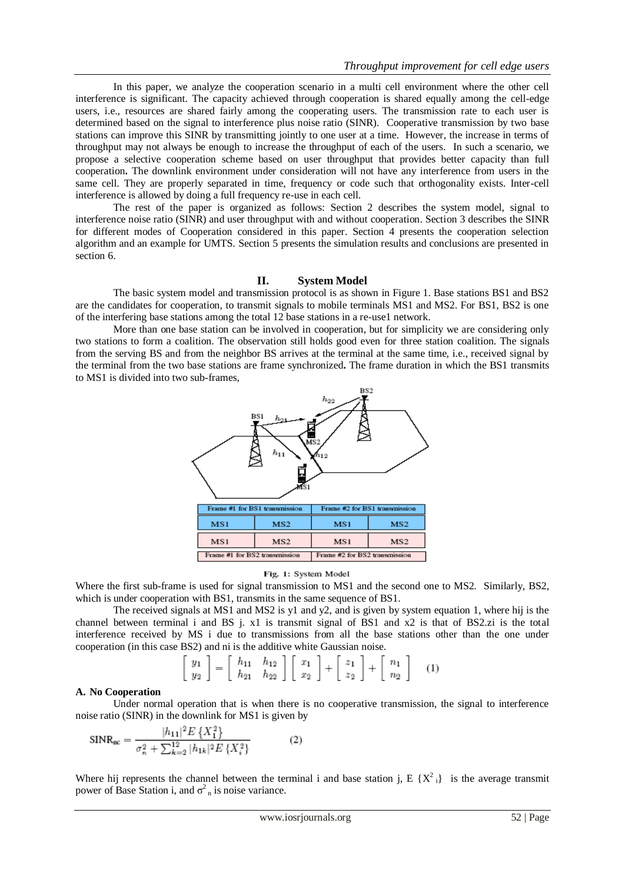In this paper, we analyze the cooperation scenario in a multi cell environment where the other cell interference is significant. The capacity achieved through cooperation is shared equally among the cell-edge users, i.e., resources are shared fairly among the cooperating users. The transmission rate to each user is determined based on the signal to interference plus noise ratio (SINR). Cooperative transmission by two base stations can improve this SINR by transmitting jointly to one user at a time. However, the increase in terms of throughput may not always be enough to increase the throughput of each of the users. In such a scenario, we propose a selective cooperation scheme based on user throughput that provides better capacity than full cooperation**.** The downlink environment under consideration will not have any interference from users in the same cell. They are properly separated in time, frequency or code such that orthogonality exists. Inter-cell interference is allowed by doing a full frequency re-use in each cell.

The rest of the paper is organized as follows: Section 2 describes the system model, signal to interference noise ratio (SINR) and user throughput with and without cooperation. Section 3 describes the SINR for different modes of Cooperation considered in this paper. Section 4 presents the cooperation selection algorithm and an example for UMTS. Section 5 presents the simulation results and conclusions are presented in section 6.

## II. System Model

The basic system model and transmission protocol is as shown in Figure 1. Base stations BS1 and BS2 are the candidates for cooperation, to transmit signals to mobile terminals MS1 and MS2. For BS1, BS2 is one of the interfering base stations among the total 12 base stations in a re-use1 network.

More than one base station can be involved in cooperation, but for simplicity we are considering only two stations to form a coalition. The observation still holds good even for three station coalition. The signals from the serving BS and from the neighbor BS arrives at the terminal at the same time, i.e., received signal by the terminal from the two base stations are frame synchronized**.** The frame duration in which the BS1 transmits to MS1 is divided into two sub-frames,

Fig. 1: System Model

Where the first sub-frame is used for signal transmission to MS1 and the second one to MS2. Similarly, BS2, which is under cooperation with BS1, transmits in the same sequence of BS1.

The received signals at MS1 and MS2 is y1 and y2, and is given by system equation 1, where hij is the channel between terminal i and BS j. x1 is transmit signal of BS1 and x2 is that of BS2.zi is the total interference received by MS i due to transmissions from all the base stations other than the one under cooperation (in this case BS2) and ni is the additive white Gaussian noise.

$$\begin{bmatrix} y_1 \\ y_2 \end{bmatrix} = \begin{bmatrix} h_{11} & h_{12} \\ h_{21} & h_{22} \end{bmatrix} \begin{bmatrix} x_1 \\ x_2 \end{bmatrix} + \begin{bmatrix} z_1 \\ z_2 \end{bmatrix} + \begin{bmatrix} n_1 \\ n_2 \end{bmatrix} \quad (1)$$

**A. No Cooperation**

Under normal operation that is when there is no cooperative transmission, the signal to interference noise ratio (SINR) in the downlink for MS1 is given by

$$\mathrm{SINR_{nc}} = \frac{|h_{11}|^2 E\{X_1^2\}}{\sigma_n^2 + \sum_{k=2}^{12} |h_{1k}|^2 E\{X_i^2\}} \quad (2)$$

Where hij represents the channel between the terminal i and base station j, $E\{X^2_i\}$ is the average transmit power of Base Station i, and $\sigma^2_n$ is noise variance.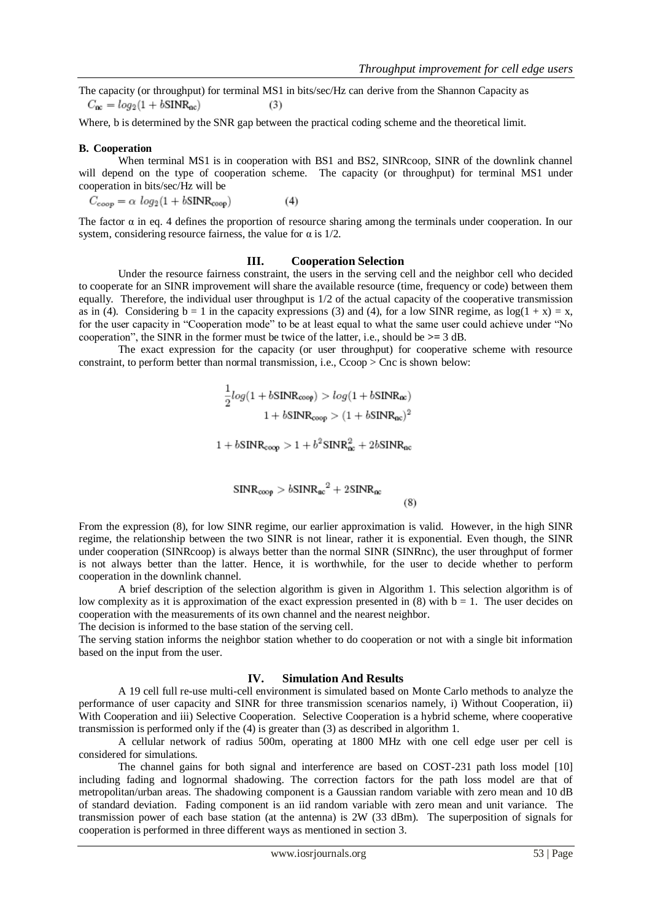The capacity (or throughput) for terminal MS1 in bits/sec/Hz can derive from the Shannon Capacity as

$$C_{nc} = log_2(1 + b\text{SINR}_{nc}) \quad (3)$$

Where, b is determined by the SNR gap between the practical coding scheme and the theoretical limit.

### B. Cooperation

When terminal MS1 is in cooperation with BS1 and BS2, SINRcoop, SINR of the downlink channel will depend on the type of cooperation scheme. The capacity (or throughput) for terminal MS1 under cooperation in bits/sec/Hz will be

$$C_{coop} = \alpha \ log_2(1 + b\text{SINR}_{coop}) \quad (4)$$

The factor $\alpha$ in eq. 4 defines the proportion of resource sharing among the terminals under cooperation. In our system, considering resource fairness, the value for $\alpha$ is 1/2.

## III. Cooperation Selection

Under the resource fairness constraint, the users in the serving cell and the neighbor cell who decided to cooperate for an SINR improvement will share the available resource (time, frequency or code) between them equally. Therefore, the individual user throughput is 1/2 of the actual capacity of the cooperative transmission as in (4). Considering b = 1 in the capacity expressions (3) and (4), for a low SINR regime, as $\log(1 + x) = x$, for the user capacity in "Cooperation mode" to be at least equal to what the same user could achieve under "No cooperation", the SINR in the former must be twice of the latter, i.e., should be >= 3 dB.

The exact expression for the capacity (or user throughput) for cooperative scheme with resource constraint, to perform better than normal transmission, i.e., Ccoop > Cnc is shown below:

$$\frac{1}{2}log(1 + b\text{SINR}_{coop}) > log(1 + b\text{SINR}_{nc})$$

$$1 + b\text{SINR}_{coop} > (1 + b\text{SINR}_{nc})^2$$

$$1 + b\text{SINR}_{coop} > 1 + b^2\text{SINR}_{nc}^2 + 2b\text{SINR}_{nc}$$

$$\text{SINR}_{coop} > b\text{SINR}_{nc}{}^2 + 2\text{SINR}_{nc} \quad (8)$$

From the expression (8), for low SINR regime, our earlier approximation is valid. However, in the high SINR regime, the relationship between the two SINR is not linear, rather it is exponential. Even though, the SINR under cooperation (SINRcoop) is always better than the normal SINR (SINRnc), the user throughput of former is not always better than the latter. Hence, it is worthwhile, for the user to decide whether to perform cooperation in the downlink channel.

A brief description of the selection algorithm is given in Algorithm 1. This selection algorithm is of low complexity as it is approximation of the exact expression presented in (8) with b = 1. The user decides on cooperation with the measurements of its own channel and the nearest neighbor.

The decision is informed to the base station of the serving cell.

The serving station informs the neighbor station whether to do cooperation or not with a single bit information based on the input from the user.

## IV. Simulation And Results

A 19 cell full re-use multi-cell environment is simulated based on Monte Carlo methods to analyze the performance of user capacity and SINR for three transmission scenarios namely, i) Without Cooperation, ii) With Cooperation and iii) Selective Cooperation. Selective Cooperation is a hybrid scheme, where cooperative transmission is performed only if the (4) is greater than (3) as described in algorithm 1.

A cellular network of radius 500m, operating at 1800 MHz with one cell edge user per cell is considered for simulations.

The channel gains for both signal and interference are based on COST-231 path loss model [10] including fading and lognormal shadowing. The correction factors for the path loss model are that of metropolitan/urban areas. The shadowing component is a Gaussian random variable with zero mean and 10 dB of standard deviation. Fading component is an iid random variable with zero mean and unit variance. The transmission power of each base station (at the antenna) is 2W (33 dBm). The superposition of signals for cooperation is performed in three different ways as mentioned in section 3.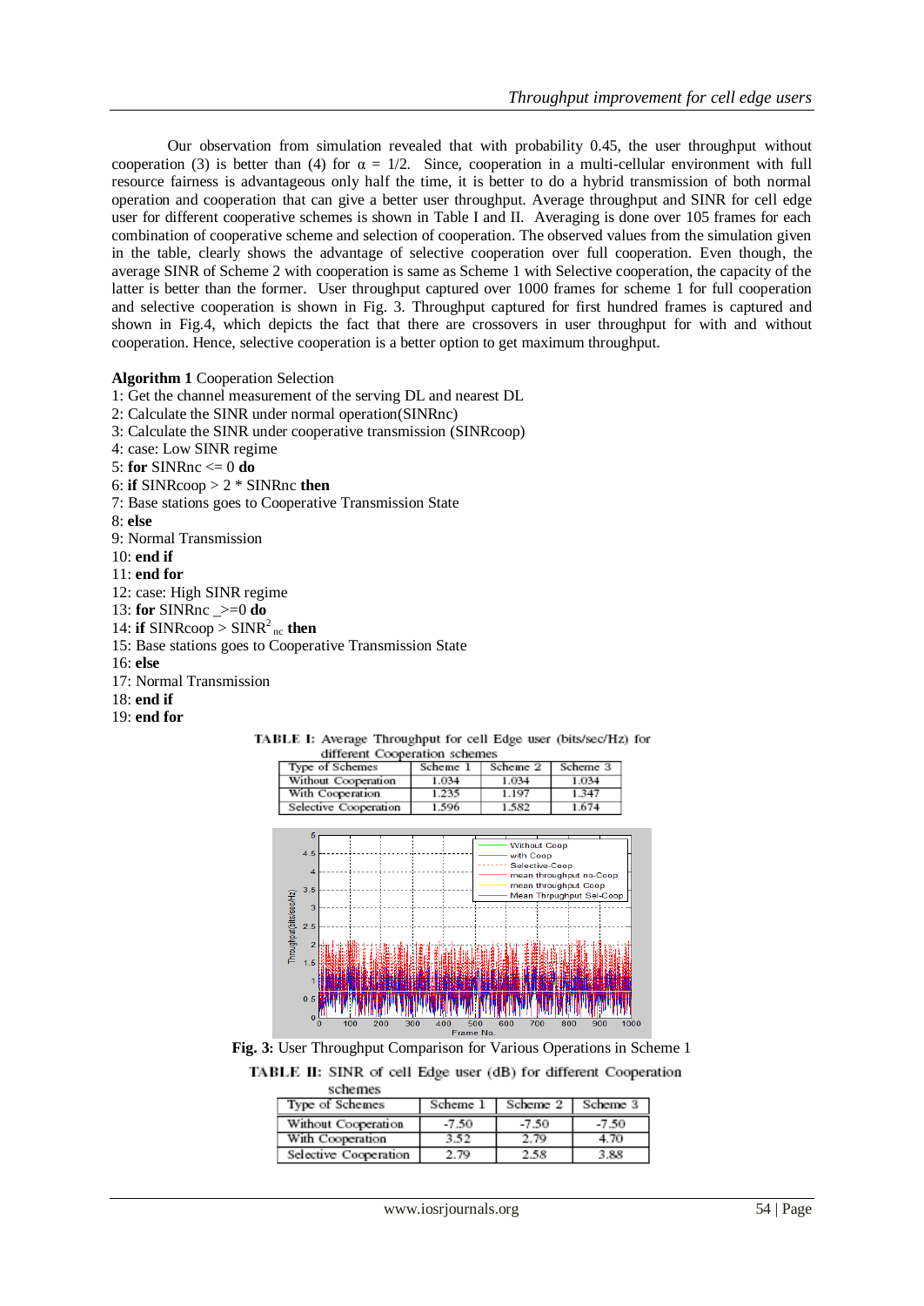Our observation from simulation revealed that with probability 0.45, the user throughput without cooperation (3) is better than (4) for $\alpha = 1/2$. Since, cooperation in a multi-cellular environment with full resource fairness is advantageous only half the time, it is better to do a hybrid transmission of both normal operation and cooperation that can give a better user throughput. Average throughput and SINR for cell edge user for different cooperative schemes is shown in Table I and II. Averaging is done over 105 frames for each combination of cooperative scheme and selection of cooperation. The observed values from the simulation given in the table, clearly shows the advantage of selective cooperation over full cooperation. Even though, the average SINR of Scheme 2 with cooperation is same as Scheme 1 with Selective cooperation, the capacity of the latter is better than the former. User throughput captured over 1000 frames for scheme 1 for full cooperation and selective cooperation is shown in Fig. 3. Throughput captured for first hundred frames is captured and shown in Fig.4, which depicts the fact that there are crossovers in user throughput for with and without cooperation. Hence, selective cooperation is a better option to get maximum throughput.

**Algorithm 1** Cooperation Selection

1: Get the channel measurement of the serving DL and nearest DL
2: Calculate the SINR under normal operation(SINRnc)
3: Calculate the SINR under cooperative transmission (SINRcoop)
4: case: Low SINR regime
5: **for** SINRnc <= 0 **do**
6: **if** SINRcoop > 2 * SINRnc **then**
7: Base stations goes to Cooperative Transmission State
8: **else**
9: Normal Transmission
10: **end if**
11: **end for**
12: case: High SINR regime
13: **for** SINRnc _>=0 **do**
14: **if** SINRcoop > $SINR^2_{nc}$ **then**
15: Base stations goes to Cooperative Transmission State
16: **else**
17: Normal Transmission
18: **end if**
19: **end for**

**TABLE I:** Average Throughput for cell Edge user (bits/sec/Hz) for different Cooperation schemes

| Type of Schemes | Scheme 1 | Scheme 2 | Scheme 3 |
|---|---|---|---|
| Without Cooperation | 1.034 | 1.034 | 1.034 |
| With Cooperation | 1.235 | 1.197 | 1.347 |
| Selective Cooperation | 1.596 | 1.582 | 1.674 |

**Fig. 3:** User Throughput Comparison for Various Operations in Scheme 1

**TABLE II:** SINR of cell Edge user (dB) for different Cooperation schemes

| Type of Schemes | Scheme 1 | Scheme 2 | Scheme 3 |
|---|---|---|---|
| Without Cooperation | -7.50 | -7.50 | -7.50 |
| With Cooperation | 3.52 | 2.79 | 4.70 |
| Selective Cooperation | 2.79 | 2.58 | 3.88 |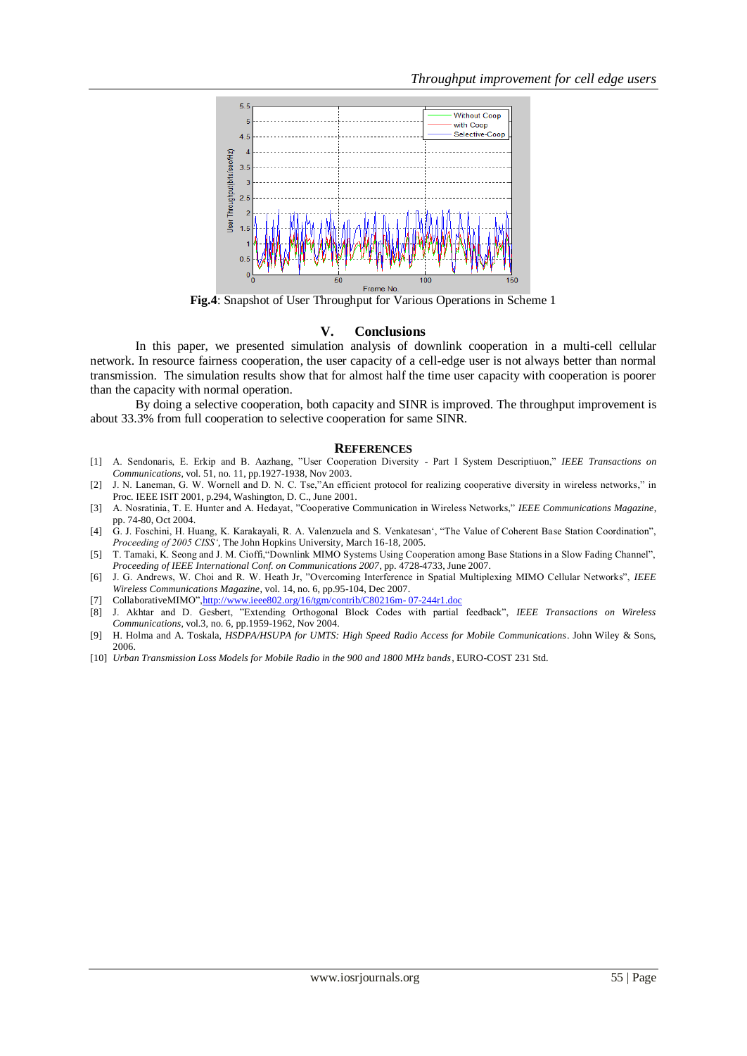User Throughput(bits/sec/Hz)

Without Coop
with Coop
Selective-Coop

5.5
5
4.5
4
3.5
3
2.5
2
1.5
1
0.5
0

0
50
100
150

Frame No.

**Fig.4**: Snapshot of User Throughput for Various Operations in Scheme 1

## V. Conclusions

In this paper, we presented simulation analysis of downlink cooperation in a multi-cell cellular network. In resource fairness cooperation, the user capacity of a cell-edge user is not always better than normal transmission. The simulation results show that for almost half the time user capacity with cooperation is poorer than the capacity with normal operation.

By doing a selective cooperation, both capacity and SINR is improved. The throughput improvement is about 33.3% from full cooperation to selective cooperation for same SINR.

## References

[1] A. Sendonaris, E. Erkip and B. Aazhang, "User Cooperation Diversity - Part I System Descriptiuon," *IEEE Transactions on Communications*, vol. 51, no. 11, pp.1927-1938, Nov 2003.

[2] J. N. Laneman, G. W. Wornell and D. N. C. Tse,"An efficient protocol for realizing cooperative diversity in wireless networks," in Proc. IEEE ISIT 2001, p.294, Washington, D. C., June 2001.

[3] A. Nosratinia, T. E. Hunter and A. Hedayat, "Cooperative Communication in Wireless Networks," *IEEE Communications Magazine*, pp. 74-80, Oct 2004.

[4] G. J. Foschini, H. Huang, K. Karakayali, R. A. Valenzuela and S. Venkatesan', "The Value of Coherent Base Station Coordination", *Proceeding of 2005 CISS'*, The John Hopkins University, March 16-18, 2005.

[5] T. Tamaki, K. Seong and J. M. Cioffi,"Downlink MIMO Systems Using Cooperation among Base Stations in a Slow Fading Channel", *Proceeding of IEEE International Conf. on Communications 2007*, pp. 4728-4733, June 2007.

[6] J. G. Andrews, W. Choi and R. W. Heath Jr, "Overcoming Interference in Spatial Multiplexing MIMO Cellular Networks", *IEEE Wireless Communications Magazine*, vol. 14, no. 6, pp.95-104, Dec 2007.

[7] CollaborativeMIMO",http://www.ieee802.org/16/tgm/contrib/C80216m- 07-244r1.doc

[8] J. Akhtar and D. Gesbert, "Extending Orthogonal Block Codes with partial feedback", *IEEE Transactions on Wireless Communications*, vol.3, no. 6, pp.1959-1962, Nov 2004.

[9] H. Holma and A. Toskala, *HSDPA/HSUPA for UMTS: High Speed Radio Access for Mobile Communications*. John Wiley & Sons, 2006.

[10] *Urban Transmission Loss Models for Mobile Radio in the 900 and 1800 MHz bands*, EURO-COST 231 Std.